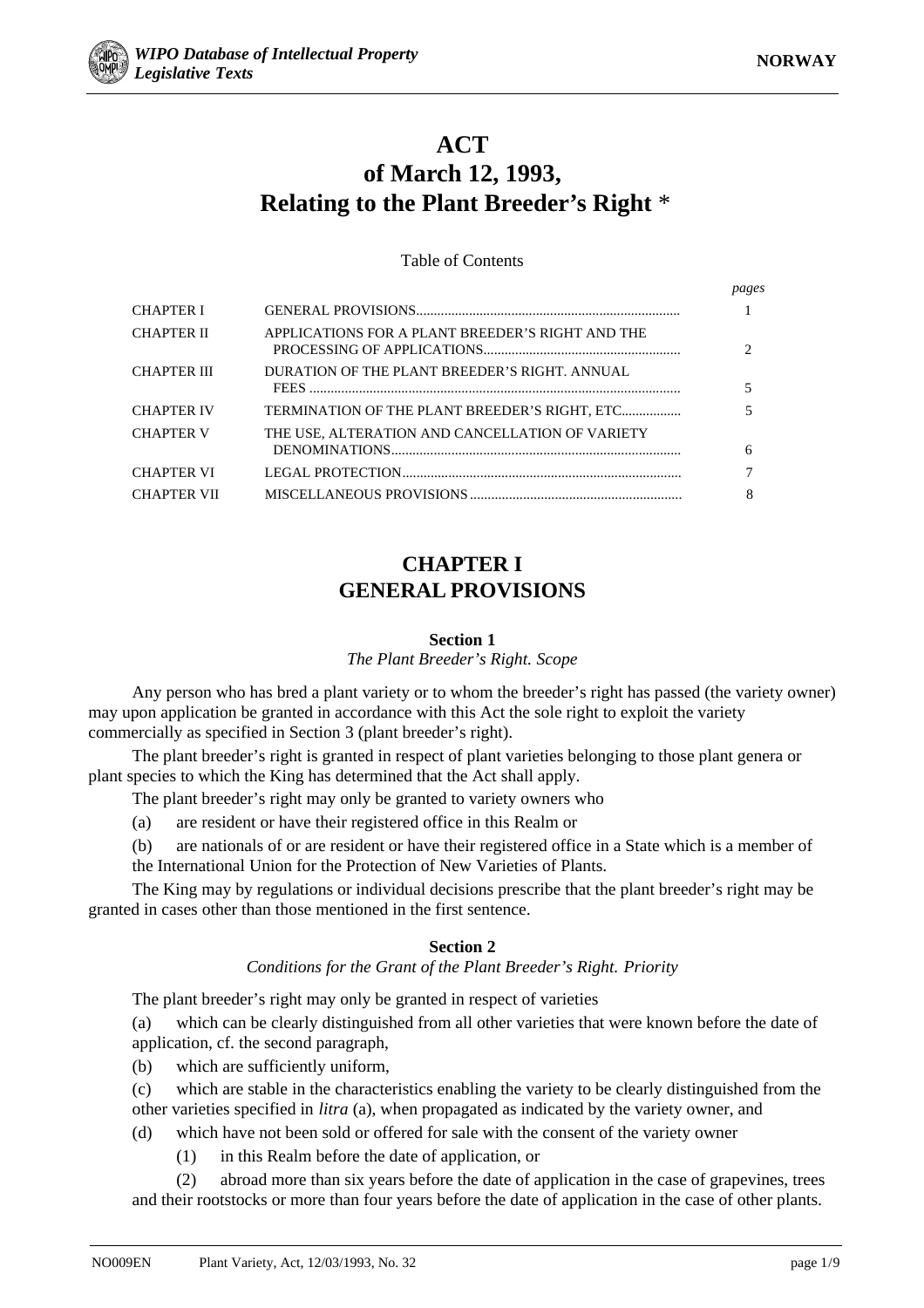# ACT of March 12, 1993, Relating to the Plant Breeder's Right *

Table of Contents

| | | *pages* |
|---|---|---|
| CHAPTER I | GENERAL PROVISIONS | 1 |
| CHAPTER II | APPLICATIONS FOR A PLANT BREEDER'S RIGHT AND THE PROCESSING OF APPLICATIONS | 2 |
| CHAPTER III | DURATION OF THE PLANT BREEDER'S RIGHT. ANNUAL FEES | 5 |
| CHAPTER IV | TERMINATION OF THE PLANT BREEDER'S RIGHT, ETC. | 5 |
| CHAPTER V | THE USE, ALTERATION AND CANCELLATION OF VARIETY DENOMINATIONS | 6 |
| CHAPTER VI | LEGAL PROTECTION | 7 |
| CHAPTER VII | MISCELLANEOUS PROVISIONS | 8 |

## CHAPTER I GENERAL PROVISIONS

### Section 1

*The Plant Breeder's Right. Scope*

Any person who has bred a plant variety or to whom the breeder's right has passed (the variety owner) may upon application be granted in accordance with this Act the sole right to exploit the variety commercially as specified in Section 3 (plant breeder's right).

The plant breeder's right is granted in respect of plant varieties belonging to those plant genera or plant species to which the King has determined that the Act shall apply.

The plant breeder's right may only be granted to variety owners who

(a) are resident or have their registered office in this Realm or

(b) are nationals of or are resident or have their registered office in a State which is a member of the International Union for the Protection of New Varieties of Plants.

The King may by regulations or individual decisions prescribe that the plant breeder's right may be granted in cases other than those mentioned in the first sentence.

### Section 2

*Conditions for the Grant of the Plant Breeder's Right. Priority*

The plant breeder's right may only be granted in respect of varieties

(a) which can be clearly distinguished from all other varieties that were known before the date of application, cf. the second paragraph,

(b) which are sufficiently uniform,

(c) which are stable in the characteristics enabling the variety to be clearly distinguished from the other varieties specified in *litra* (a), when propagated as indicated by the variety owner, and

(d) which have not been sold or offered for sale with the consent of the variety owner

(1) in this Realm before the date of application, or

(2) abroad more than six years before the date of application in the case of grapevines, trees and their rootstocks or more than four years before the date of application in the case of other plants.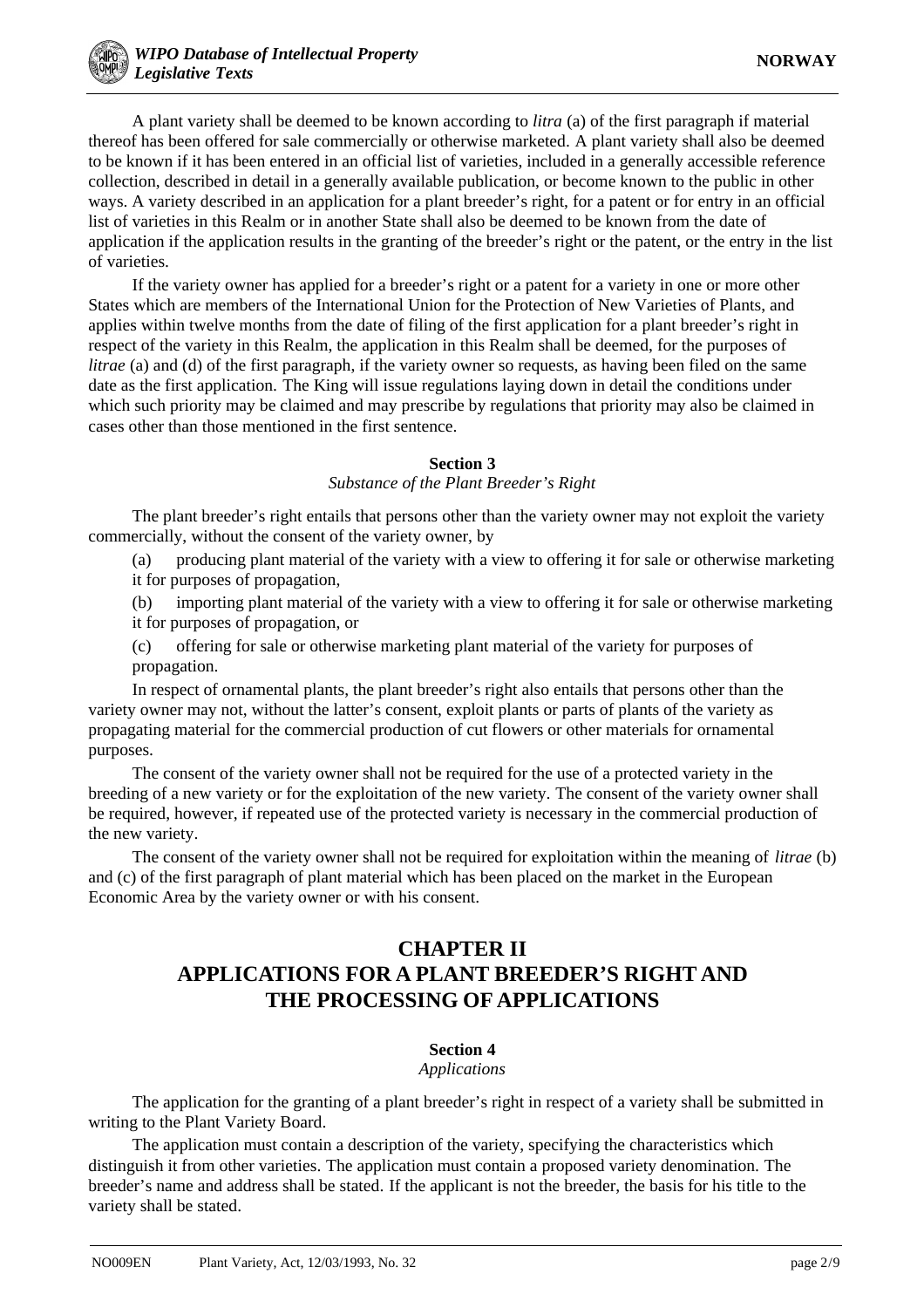A plant variety shall be deemed to be known according to *litra* (a) of the first paragraph if material thereof has been offered for sale commercially or otherwise marketed. A plant variety shall also be deemed to be known if it has been entered in an official list of varieties, included in a generally accessible reference collection, described in detail in a generally available publication, or become known to the public in other ways. A variety described in an application for a plant breeder's right, for a patent or for entry in an official list of varieties in this Realm or in another State shall also be deemed to be known from the date of application if the application results in the granting of the breeder's right or the patent, or the entry in the list of varieties.

If the variety owner has applied for a breeder's right or a patent for a variety in one or more other States which are members of the International Union for the Protection of New Varieties of Plants, and applies within twelve months from the date of filing of the first application for a plant breeder's right in respect of the variety in this Realm, the application in this Realm shall be deemed, for the purposes of *litrae* (a) and (d) of the first paragraph, if the variety owner so requests, as having been filed on the same date as the first application. The King will issue regulations laying down in detail the conditions under which such priority may be claimed and may prescribe by regulations that priority may also be claimed in cases other than those mentioned in the first sentence.

**Section 3**

*Substance of the Plant Breeder's Right*

The plant breeder's right entails that persons other than the variety owner may not exploit the variety commercially, without the consent of the variety owner, by

(a) producing plant material of the variety with a view to offering it for sale or otherwise marketing it for purposes of propagation,

(b) importing plant material of the variety with a view to offering it for sale or otherwise marketing it for purposes of propagation, or

(c) offering for sale or otherwise marketing plant material of the variety for purposes of propagation.

In respect of ornamental plants, the plant breeder's right also entails that persons other than the variety owner may not, without the latter's consent, exploit plants or parts of plants of the variety as propagating material for the commercial production of cut flowers or other materials for ornamental purposes.

The consent of the variety owner shall not be required for the use of a protected variety in the breeding of a new variety or for the exploitation of the new variety. The consent of the variety owner shall be required, however, if repeated use of the protected variety is necessary in the commercial production of the new variety.

The consent of the variety owner shall not be required for exploitation within the meaning of *litrae* (b) and (c) of the first paragraph of plant material which has been placed on the market in the European Economic Area by the variety owner or with his consent.

## CHAPTER II
## APPLICATIONS FOR A PLANT BREEDER'S RIGHT AND THE PROCESSING OF APPLICATIONS

**Section 4**

*Applications*

The application for the granting of a plant breeder's right in respect of a variety shall be submitted in writing to the Plant Variety Board.

The application must contain a description of the variety, specifying the characteristics which distinguish it from other varieties. The application must contain a proposed variety denomination. The breeder's name and address shall be stated. If the applicant is not the breeder, the basis for his title to the variety shall be stated.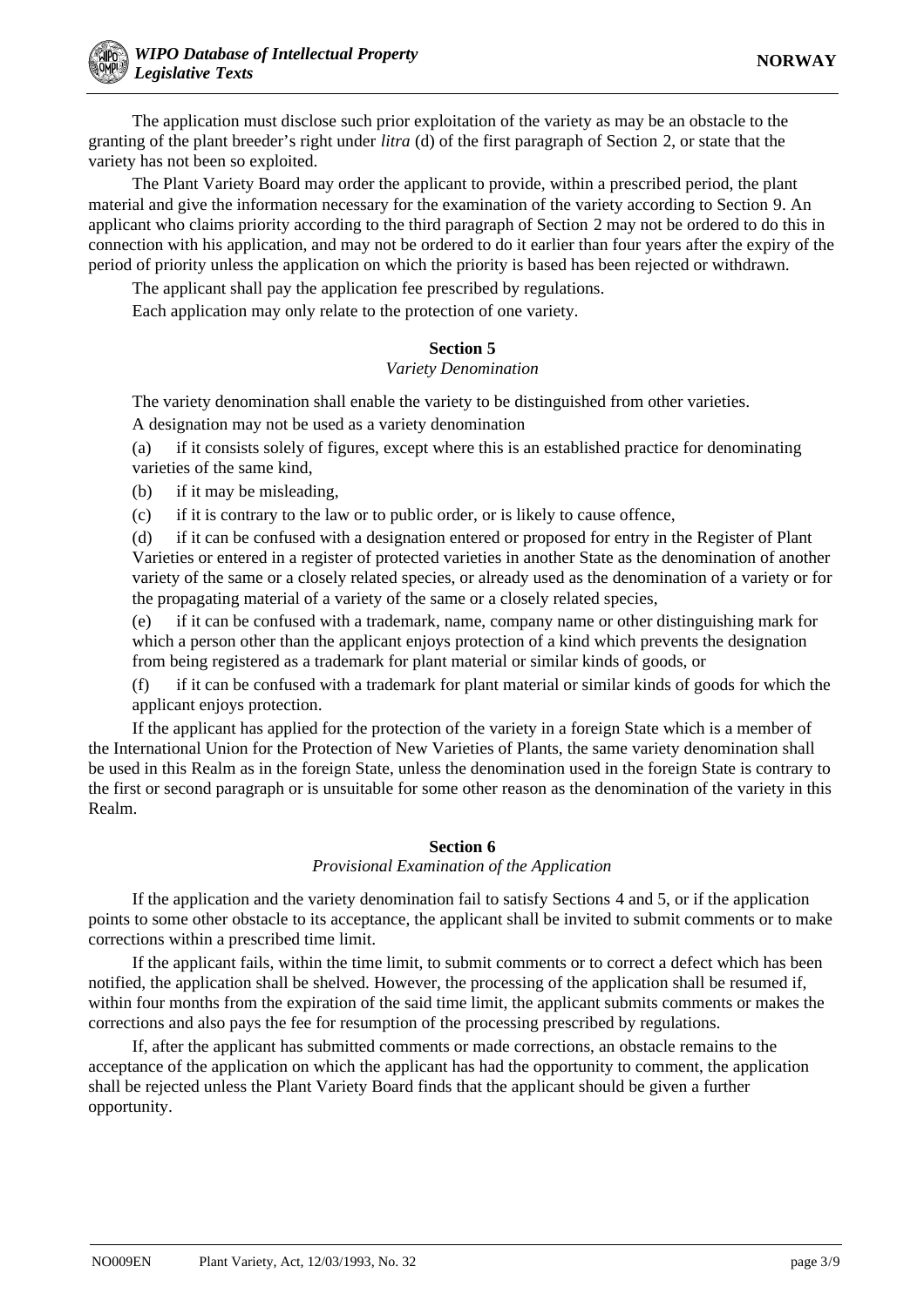The application must disclose such prior exploitation of the variety as may be an obstacle to the granting of the plant breeder's right under *litra* (d) of the first paragraph of Section 2, or state that the variety has not been so exploited.

The Plant Variety Board may order the applicant to provide, within a prescribed period, the plant material and give the information necessary for the examination of the variety according to Section 9. An applicant who claims priority according to the third paragraph of Section 2 may not be ordered to do this in connection with his application, and may not be ordered to do it earlier than four years after the expiry of the period of priority unless the application on which the priority is based has been rejected or withdrawn.

The applicant shall pay the application fee prescribed by regulations.

Each application may only relate to the protection of one variety.

**Section 5**

*Variety Denomination*

The variety denomination shall enable the variety to be distinguished from other varieties.

A designation may not be used as a variety denomination

(a) if it consists solely of figures, except where this is an established practice for denominating varieties of the same kind,

(b) if it may be misleading,

(c) if it is contrary to the law or to public order, or is likely to cause offence,

(d) if it can be confused with a designation entered or proposed for entry in the Register of Plant Varieties or entered in a register of protected varieties in another State as the denomination of another variety of the same or a closely related species, or already used as the denomination of a variety or for the propagating material of a variety of the same or a closely related species,

(e) if it can be confused with a trademark, name, company name or other distinguishing mark for which a person other than the applicant enjoys protection of a kind which prevents the designation from being registered as a trademark for plant material or similar kinds of goods, or

(f) if it can be confused with a trademark for plant material or similar kinds of goods for which the applicant enjoys protection.

If the applicant has applied for the protection of the variety in a foreign State which is a member of the International Union for the Protection of New Varieties of Plants, the same variety denomination shall be used in this Realm as in the foreign State, unless the denomination used in the foreign State is contrary to the first or second paragraph or is unsuitable for some other reason as the denomination of the variety in this Realm.

**Section 6**

*Provisional Examination of the Application*

If the application and the variety denomination fail to satisfy Sections 4 and 5, or if the application points to some other obstacle to its acceptance, the applicant shall be invited to submit comments or to make corrections within a prescribed time limit.

If the applicant fails, within the time limit, to submit comments or to correct a defect which has been notified, the application shall be shelved. However, the processing of the application shall be resumed if, within four months from the expiration of the said time limit, the applicant submits comments or makes the corrections and also pays the fee for resumption of the processing prescribed by regulations.

If, after the applicant has submitted comments or made corrections, an obstacle remains to the acceptance of the application on which the applicant has had the opportunity to comment, the application shall be rejected unless the Plant Variety Board finds that the applicant should be given a further opportunity.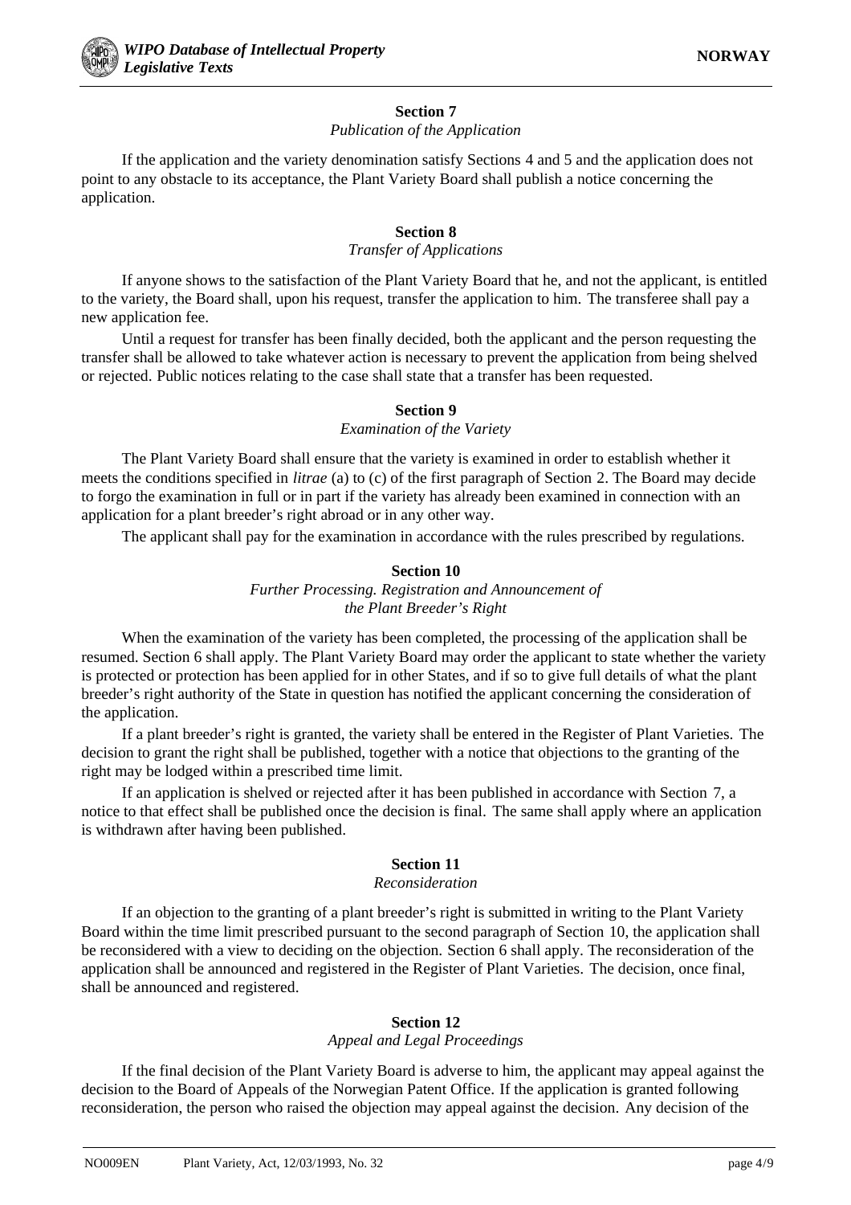**Section 7**

*Publication of the Application*

If the application and the variety denomination satisfy Sections 4 and 5 and the application does not point to any obstacle to its acceptance, the Plant Variety Board shall publish a notice concerning the application.

**Section 8**

*Transfer of Applications*

If anyone shows to the satisfaction of the Plant Variety Board that he, and not the applicant, is entitled to the variety, the Board shall, upon his request, transfer the application to him. The transferee shall pay a new application fee.

Until a request for transfer has been finally decided, both the applicant and the person requesting the transfer shall be allowed to take whatever action is necessary to prevent the application from being shelved or rejected. Public notices relating to the case shall state that a transfer has been requested.

**Section 9**

*Examination of the Variety*

The Plant Variety Board shall ensure that the variety is examined in order to establish whether it meets the conditions specified in *litrae* (a) to (c) of the first paragraph of Section 2. The Board may decide to forgo the examination in full or in part if the variety has already been examined in connection with an application for a plant breeder's right abroad or in any other way.

The applicant shall pay for the examination in accordance with the rules prescribed by regulations.

**Section 10**

*Further Processing. Registration and Announcement of the Plant Breeder's Right*

When the examination of the variety has been completed, the processing of the application shall be resumed. Section 6 shall apply. The Plant Variety Board may order the applicant to state whether the variety is protected or protection has been applied for in other States, and if so to give full details of what the plant breeder's right authority of the State in question has notified the applicant concerning the consideration of the application.

If a plant breeder's right is granted, the variety shall be entered in the Register of Plant Varieties. The decision to grant the right shall be published, together with a notice that objections to the granting of the right may be lodged within a prescribed time limit.

If an application is shelved or rejected after it has been published in accordance with Section 7, a notice to that effect shall be published once the decision is final. The same shall apply where an application is withdrawn after having been published.

**Section 11**

*Reconsideration*

If an objection to the granting of a plant breeder's right is submitted in writing to the Plant Variety Board within the time limit prescribed pursuant to the second paragraph of Section 10, the application shall be reconsidered with a view to deciding on the objection. Section 6 shall apply. The reconsideration of the application shall be announced and registered in the Register of Plant Varieties. The decision, once final, shall be announced and registered.

**Section 12**

*Appeal and Legal Proceedings*

If the final decision of the Plant Variety Board is adverse to him, the applicant may appeal against the decision to the Board of Appeals of the Norwegian Patent Office. If the application is granted following reconsideration, the person who raised the objection may appeal against the decision. Any decision of the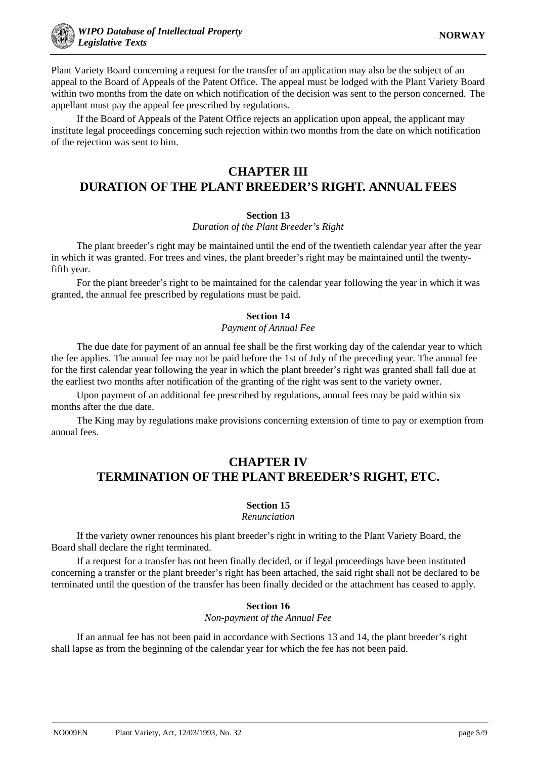Plant Variety Board concerning a request for the transfer of an application may also be the subject of an appeal to the Board of Appeals of the Patent Office. The appeal must be lodged with the Plant Variety Board within two months from the date on which notification of the decision was sent to the person concerned. The appellant must pay the appeal fee prescribed by regulations.

If the Board of Appeals of the Patent Office rejects an application upon appeal, the applicant may institute legal proceedings concerning such rejection within two months from the date on which notification of the rejection was sent to him.

## CHAPTER III
## DURATION OF THE PLANT BREEDER'S RIGHT. ANNUAL FEES

### Section 13
*Duration of the Plant Breeder's Right*

The plant breeder's right may be maintained until the end of the twentieth calendar year after the year in which it was granted. For trees and vines, the plant breeder's right may be maintained until the twenty-fifth year.

For the plant breeder's right to be maintained for the calendar year following the year in which it was granted, the annual fee prescribed by regulations must be paid.

### Section 14
*Payment of Annual Fee*

The due date for payment of an annual fee shall be the first working day of the calendar year to which the fee applies. The annual fee may not be paid before the 1st of July of the preceding year. The annual fee for the first calendar year following the year in which the plant breeder's right was granted shall fall due at the earliest two months after notification of the granting of the right was sent to the variety owner.

Upon payment of an additional fee prescribed by regulations, annual fees may be paid within six months after the due date.

The King may by regulations make provisions concerning extension of time to pay or exemption from annual fees.

## CHAPTER IV
## TERMINATION OF THE PLANT BREEDER'S RIGHT, ETC.

### Section 15
*Renunciation*

If the variety owner renounces his plant breeder's right in writing to the Plant Variety Board, the Board shall declare the right terminated.

If a request for a transfer has not been finally decided, or if legal proceedings have been instituted concerning a transfer or the plant breeder's right has been attached, the said right shall not be declared to be terminated until the question of the transfer has been finally decided or the attachment has ceased to apply.

### Section 16
*Non-payment of the Annual Fee*

If an annual fee has not been paid in accordance with Sections 13 and 14, the plant breeder's right shall lapse as from the beginning of the calendar year for which the fee has not been paid.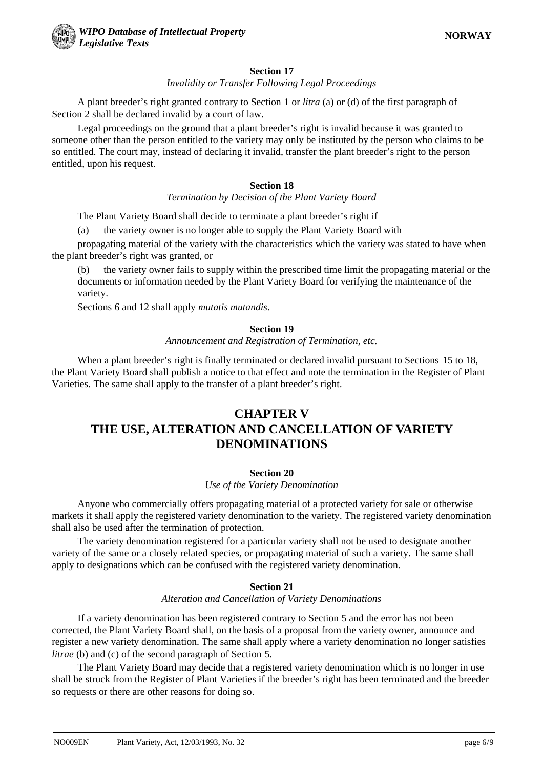**Section 17**

*Invalidity or Transfer Following Legal Proceedings*

A plant breeder's right granted contrary to Section 1 or *litra* (a) or (d) of the first paragraph of Section 2 shall be declared invalid by a court of law.

Legal proceedings on the ground that a plant breeder's right is invalid because it was granted to someone other than the person entitled to the variety may only be instituted by the person who claims to be so entitled. The court may, instead of declaring it invalid, transfer the plant breeder's right to the person entitled, upon his request.

**Section 18**

*Termination by Decision of the Plant Variety Board*

The Plant Variety Board shall decide to terminate a plant breeder's right if

(a) the variety owner is no longer able to supply the Plant Variety Board with

propagating material of the variety with the characteristics which the variety was stated to have when the plant breeder's right was granted, or

(b) the variety owner fails to supply within the prescribed time limit the propagating material or the documents or information needed by the Plant Variety Board for verifying the maintenance of the variety.

Sections 6 and 12 shall apply *mutatis mutandis*.

**Section 19**

*Announcement and Registration of Termination, etc.*

When a plant breeder's right is finally terminated or declared invalid pursuant to Sections 15 to 18, the Plant Variety Board shall publish a notice to that effect and note the termination in the Register of Plant Varieties. The same shall apply to the transfer of a plant breeder's right.

## CHAPTER V
## THE USE, ALTERATION AND CANCELLATION OF VARIETY DENOMINATIONS

**Section 20**

*Use of the Variety Denomination*

Anyone who commercially offers propagating material of a protected variety for sale or otherwise markets it shall apply the registered variety denomination to the variety. The registered variety denomination shall also be used after the termination of protection.

The variety denomination registered for a particular variety shall not be used to designate another variety of the same or a closely related species, or propagating material of such a variety. The same shall apply to designations which can be confused with the registered variety denomination.

**Section 21**

*Alteration and Cancellation of Variety Denominations*

If a variety denomination has been registered contrary to Section 5 and the error has not been corrected, the Plant Variety Board shall, on the basis of a proposal from the variety owner, announce and register a new variety denomination. The same shall apply where a variety denomination no longer satisfies *litrae* (b) and (c) of the second paragraph of Section 5.

The Plant Variety Board may decide that a registered variety denomination which is no longer in use shall be struck from the Register of Plant Varieties if the breeder's right has been terminated and the breeder so requests or there are other reasons for doing so.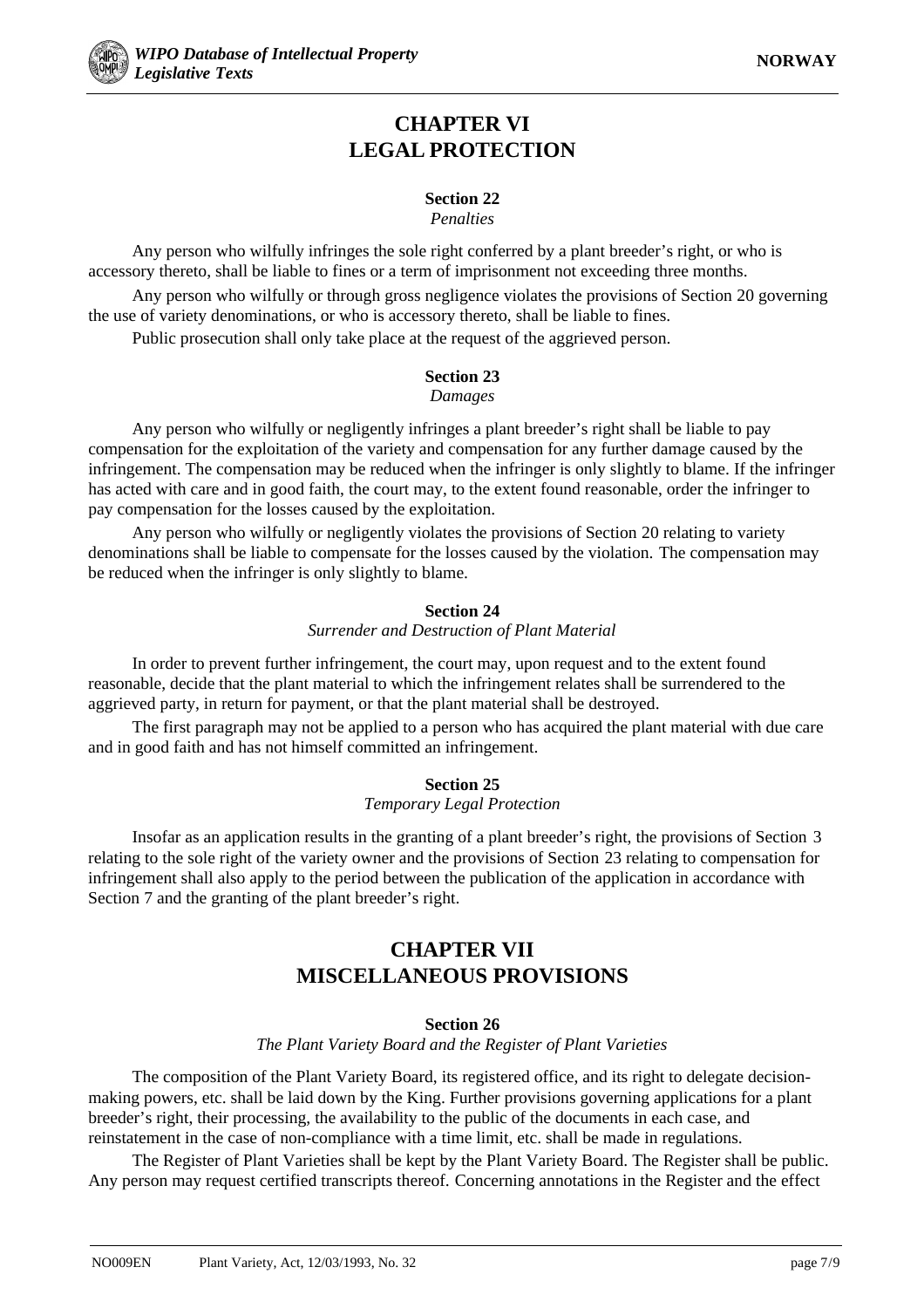## CHAPTER VI
## LEGAL PROTECTION

### Section 22
*Penalties*

Any person who wilfully infringes the sole right conferred by a plant breeder's right, or who is accessory thereto, shall be liable to fines or a term of imprisonment not exceeding three months.

Any person who wilfully or through gross negligence violates the provisions of Section 20 governing the use of variety denominations, or who is accessory thereto, shall be liable to fines.

Public prosecution shall only take place at the request of the aggrieved person.

### Section 23
*Damages*

Any person who wilfully or negligently infringes a plant breeder's right shall be liable to pay compensation for the exploitation of the variety and compensation for any further damage caused by the infringement. The compensation may be reduced when the infringer is only slightly to blame. If the infringer has acted with care and in good faith, the court may, to the extent found reasonable, order the infringer to pay compensation for the losses caused by the exploitation.

Any person who wilfully or negligently violates the provisions of Section 20 relating to variety denominations shall be liable to compensate for the losses caused by the violation. The compensation may be reduced when the infringer is only slightly to blame.

### Section 24
*Surrender and Destruction of Plant Material*

In order to prevent further infringement, the court may, upon request and to the extent found reasonable, decide that the plant material to which the infringement relates shall be surrendered to the aggrieved party, in return for payment, or that the plant material shall be destroyed.

The first paragraph may not be applied to a person who has acquired the plant material with due care and in good faith and has not himself committed an infringement.

### Section 25
*Temporary Legal Protection*

Insofar as an application results in the granting of a plant breeder's right, the provisions of Section 3 relating to the sole right of the variety owner and the provisions of Section 23 relating to compensation for infringement shall also apply to the period between the publication of the application in accordance with Section 7 and the granting of the plant breeder's right.

## CHAPTER VII
## MISCELLANEOUS PROVISIONS

### Section 26
*The Plant Variety Board and the Register of Plant Varieties*

The composition of the Plant Variety Board, its registered office, and its right to delegate decision-making powers, etc. shall be laid down by the King. Further provisions governing applications for a plant breeder's right, their processing, the availability to the public of the documents in each case, and reinstatement in the case of non-compliance with a time limit, etc. shall be made in regulations.

The Register of Plant Varieties shall be kept by the Plant Variety Board. The Register shall be public. Any person may request certified transcripts thereof. Concerning annotations in the Register and the effect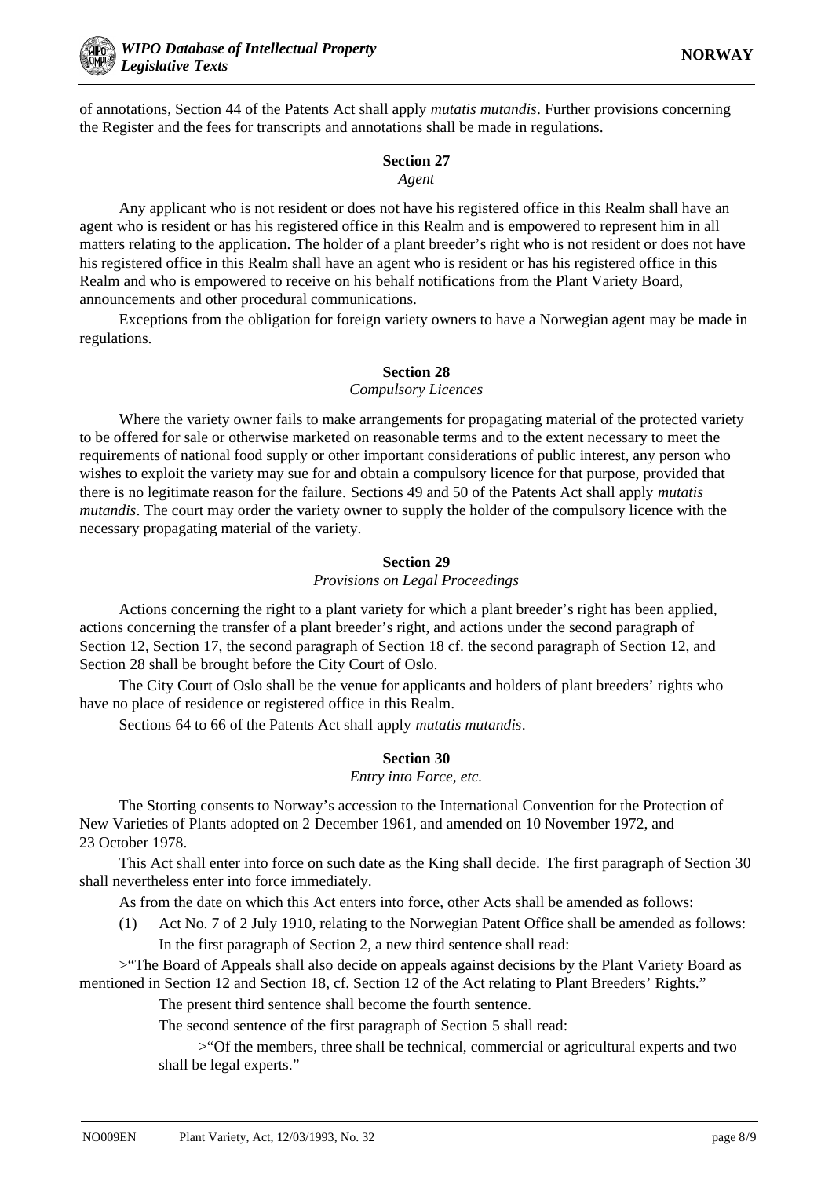of annotations, Section 44 of the Patents Act shall apply *mutatis mutandis*. Further provisions concerning the Register and the fees for transcripts and annotations shall be made in regulations.

### Section 27

*Agent*

Any applicant who is not resident or does not have his registered office in this Realm shall have an agent who is resident or has his registered office in this Realm and is empowered to represent him in all matters relating to the application. The holder of a plant breeder's right who is not resident or does not have his registered office in this Realm shall have an agent who is resident or has his registered office in this Realm and who is empowered to receive on his behalf notifications from the Plant Variety Board, announcements and other procedural communications.

Exceptions from the obligation for foreign variety owners to have a Norwegian agent may be made in regulations.

### Section 28

*Compulsory Licences*

Where the variety owner fails to make arrangements for propagating material of the protected variety to be offered for sale or otherwise marketed on reasonable terms and to the extent necessary to meet the requirements of national food supply or other important considerations of public interest, any person who wishes to exploit the variety may sue for and obtain a compulsory licence for that purpose, provided that there is no legitimate reason for the failure. Sections 49 and 50 of the Patents Act shall apply *mutatis mutandis*. The court may order the variety owner to supply the holder of the compulsory licence with the necessary propagating material of the variety.

### Section 29

*Provisions on Legal Proceedings*

Actions concerning the right to a plant variety for which a plant breeder's right has been applied, actions concerning the transfer of a plant breeder's right, and actions under the second paragraph of Section 12, Section 17, the second paragraph of Section 18 cf. the second paragraph of Section 12, and Section 28 shall be brought before the City Court of Oslo.

The City Court of Oslo shall be the venue for applicants and holders of plant breeders' rights who have no place of residence or registered office in this Realm.

Sections 64 to 66 of the Patents Act shall apply *mutatis mutandis*.

### Section 30

*Entry into Force, etc.*

The Storting consents to Norway's accession to the International Convention for the Protection of New Varieties of Plants adopted on 2 December 1961, and amended on 10 November 1972, and 23 October 1978.

This Act shall enter into force on such date as the King shall decide. The first paragraph of Section 30 shall nevertheless enter into force immediately.

As from the date on which this Act enters into force, other Acts shall be amended as follows:

(1) Act No. 7 of 2 July 1910, relating to the Norwegian Patent Office shall be amended as follows: In the first paragraph of Section 2, a new third sentence shall read:

>"The Board of Appeals shall also decide on appeals against decisions by the Plant Variety Board as mentioned in Section 12 and Section 18, cf. Section 12 of the Act relating to Plant Breeders' Rights."

The present third sentence shall become the fourth sentence.

The second sentence of the first paragraph of Section 5 shall read:

>"Of the members, three shall be technical, commercial or agricultural experts and two shall be legal experts."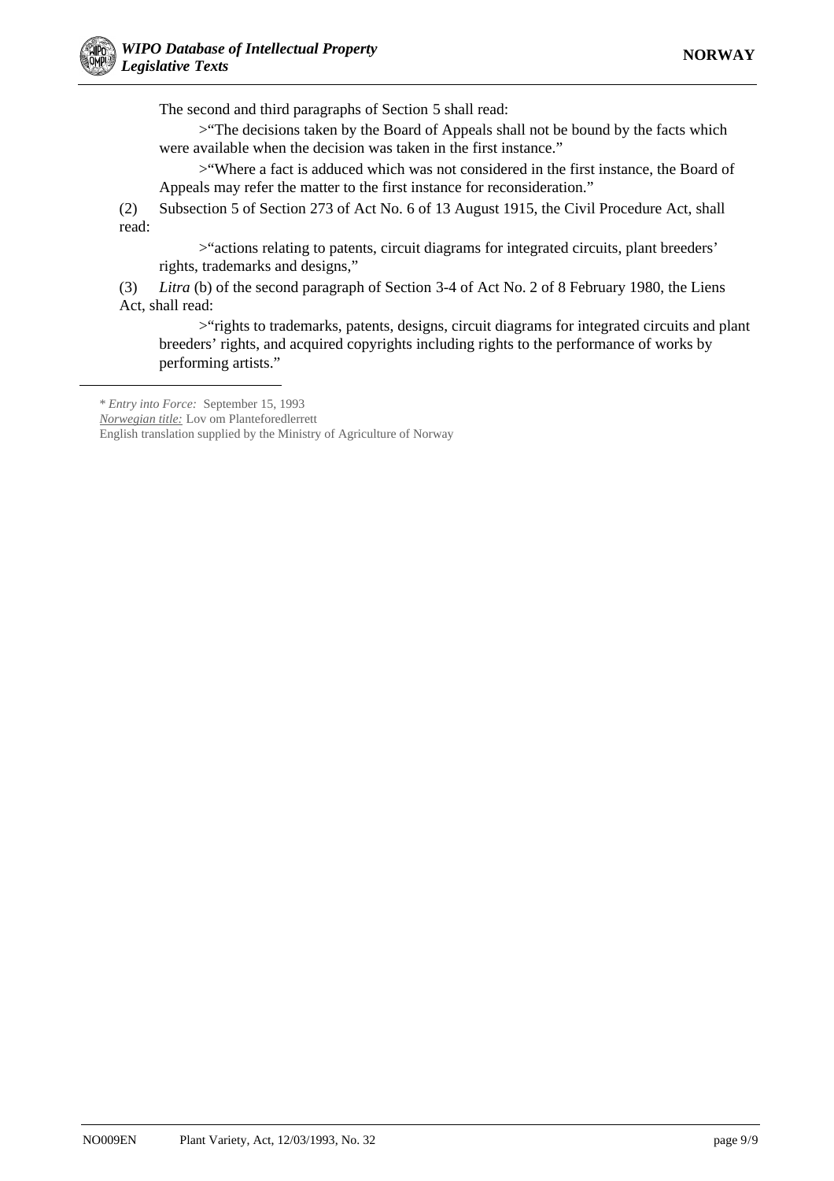The second and third paragraphs of Section 5 shall read:

>"The decisions taken by the Board of Appeals shall not be bound by the facts which were available when the decision was taken in the first instance."

>"Where a fact is adduced which was not considered in the first instance, the Board of Appeals may refer the matter to the first instance for reconsideration."

(2) Subsection 5 of Section 273 of Act No. 6 of 13 August 1915, the Civil Procedure Act, shall read:

>"actions relating to patents, circuit diagrams for integrated circuits, plant breeders' rights, trademarks and designs,"

(3) *Litra* (b) of the second paragraph of Section 3-4 of Act No. 2 of 8 February 1980, the Liens Act, shall read:

>"rights to trademarks, patents, designs, circuit diagrams for integrated circuits and plant breeders' rights, and acquired copyrights including rights to the performance of works by performing artists."

---

\* *Entry into Force:* September 15, 1993

*Norwegian title:* Lov om Planteforedlerrett

English translation supplied by the Ministry of Agriculture of Norway